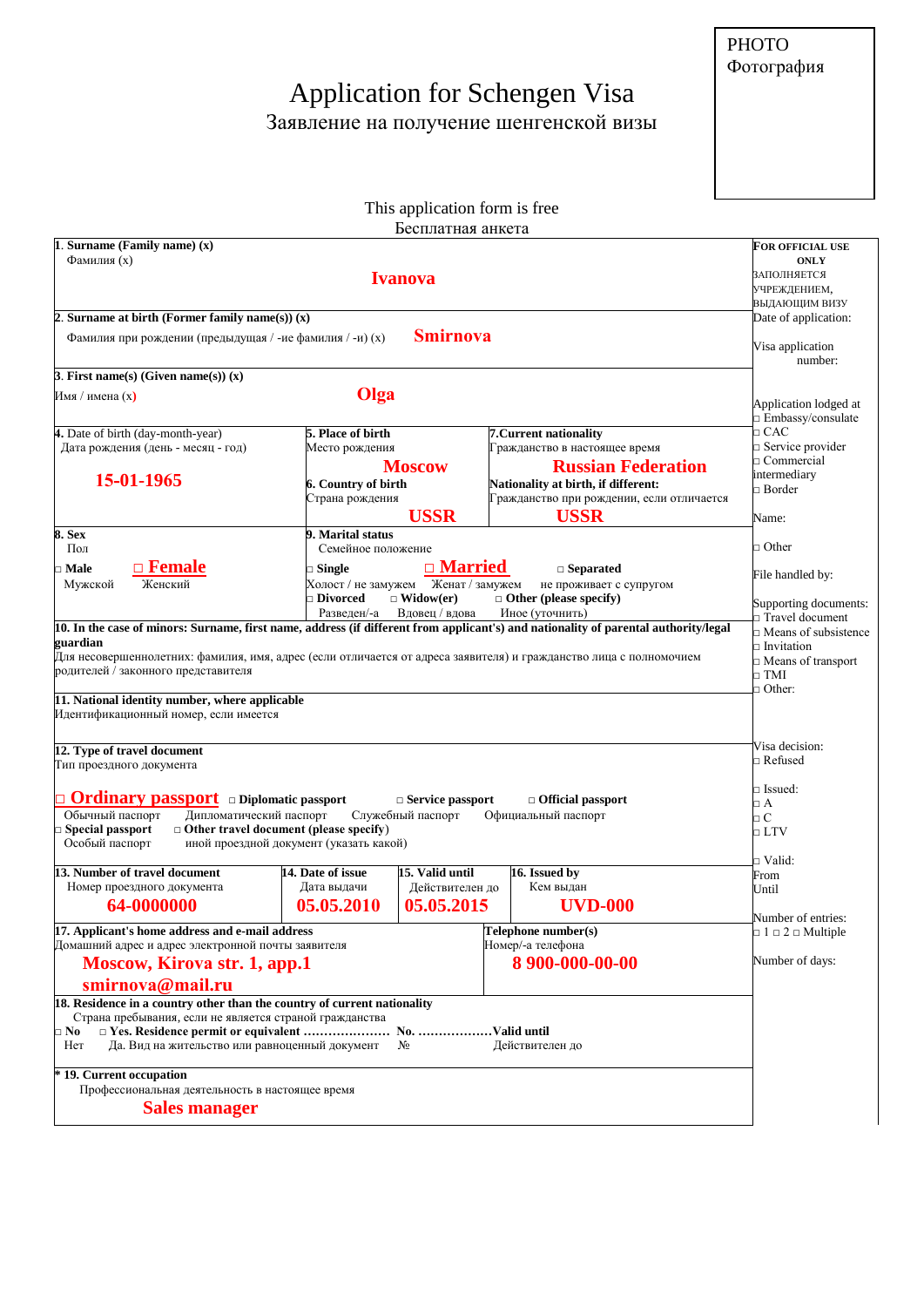PHOTO
Фотография

# Application for Schengen Visa
## Заявление на получение шенгенской визы

This application form is free
Бесплатная анкета

**1. Surname (Family name) (x)**
Фамилия (x)

**Ivanova**

**2. Surname at birth (Former family name(s)) (x)**
Фамилия при рождении (предыдущая / -ие фамилия / -и) (x) **Smirnova**

**3. First name(s) (Given name(s)) (x)**
Имя / имена (x) **Olga**

**4.** Date of birth (day-month-year)
Дата рождения (день - месяц - год)
**15-01-1965**

**5. Place of birth**
Место рождения
**Moscow**

**6. Country of birth**
Страна рождения
**USSR**

**7. Current nationality**
Гражданство в настоящее время
**Russian Federation**

**Nationality at birth, if different:**
Гражданство при рождении, если отличается
**USSR**

**8. Sex**
Пол
□ **Male** Мужской
□ **Female** Женский

**9. Marital status**
Семейное положение
□ **Single** Холост / не замужем
□ **Married** Женат / замужем
□ **Separated** не проживает с супругом
□ **Divorced** Разведен/-а
□ **Widow(er)** Вдовец / вдова
□ **Other (please specify)** Иное (уточнить)

**10. In the case of minors: Surname, first name, address (if different from applicant's) and nationality of parental authority/legal guardian**
Для несовершеннолетних: фамилия, имя, адрес (если отличается от адреса заявителя) и гражданство лица с полномочием родителей / законного представителя

**11. National identity number, where applicable**
Идентификационный номер, если имеется

**12. Type of travel document**
Тип проездного документа

□ **Ordinary passport** Обычный паспорт
□ **Diplomatic passport** Дипломатический паспорт
□ **Service passport** Служебный паспорт
□ **Official passport** Официальный паспорт
□ **Special passport** Особый паспорт
□ **Other travel document (please specify)** иной проездной документ (указать какой)

**13. Number of travel document**
Номер проездного документа
**64-0000000**

**14. Date of issue**
Дата выдачи
**05.05.2010**

**15. Valid until**
Действителен до
**05.05.2015**

**16. Issued by**
Кем выдан
**UVD-000**

**17. Applicant's home address and e-mail address**
Домашний адрес и адрес электронной почты заявителя
**Moscow, Kirova str. 1, app.1**
**smirnova@mail.ru**

**Telephone number(s)**
Номер/-а телефона
**8 900-000-00-00**

**18. Residence in a country other than the country of current nationality**
Страна пребывания, если не является страной гражданства
□ **No** Нет
□ **Yes. Residence permit or equivalent** ………………… **No.** ……………… **Valid until**
Да. Вид на жительство или равноценный документ № Действителен до

**\* 19. Current occupation**
Профессиональная деятельность в настоящее время
**Sales manager**

---

**FOR OFFICIAL USE ONLY**
ЗАПОЛНЯЕТСЯ УЧРЕЖДЕНИЕМ, ВЫДАЮЩИМ ВИЗУ

Date of application:

Visa application number:

Application lodged at
□ Embassy/consulate
□ CAC
□ Service provider
□ Commercial intermediary
□ Border

Name:

□ Other

File handled by:

Supporting documents:
□ Travel document
□ Means of subsistence
□ Invitation
□ Means of transport
□ TMI
□ Other:

Visa decision:
□ Refused

□ Issued:
□ A
□ C
□ LTV

□ Valid:
From
Until

Number of entries:
□ 1 □ 2 □ Multiple

Number of days: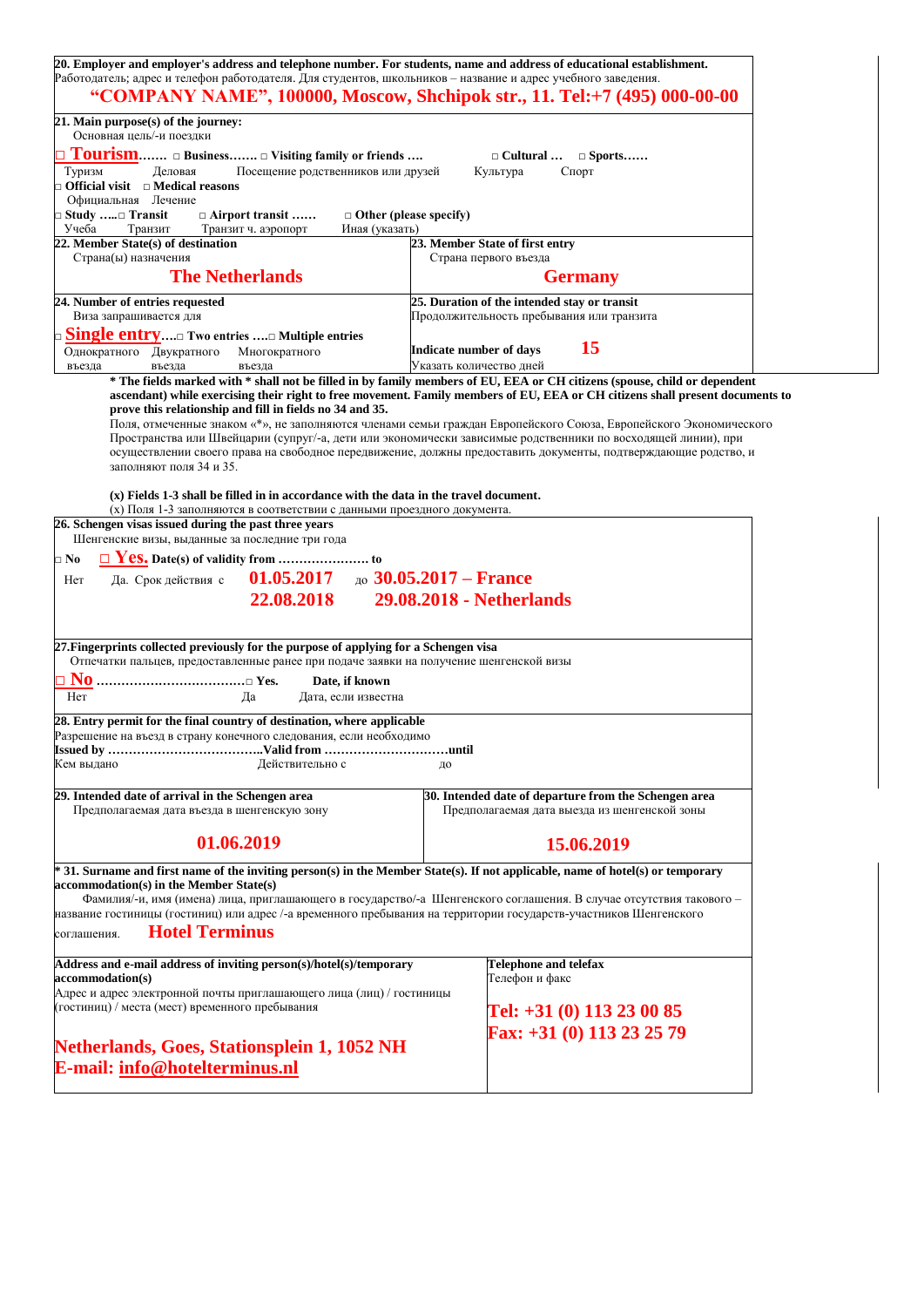**20. Employer and employer's address and telephone number. For students, name and address of educational establishment.**
Работодатель; адрес и телефон работодателя. Для студентов, школьников – название и адрес учебного заведения.

**"COMPANY NAME", 100000, Moscow, Shchipok str., 11. Tel:+7 (495) 000-00-00**

**21. Main purpose(s) of the journey:**
Основная цель/-и поездки

□ **Tourism**……. □ **Business**……. □ **Visiting family or friends** …. □ **Cultural** … □ **Sports**……
Туризм Деловая Посещение родственников или друзей Культура Спорт

□ **Official visit** □ **Medical reasons**
Официальная Лечение

□ **Study** …..□ **Transit** □ **Airport transit** …… □ **Other (please specify)**
Учеба Транзит Транзит ч. аэропорт Иная (указать)

| **22. Member State(s) of destination** Страна(ы) назначения | **23. Member State of first entry** Страна первого въезда |
|---|---|
| **The Netherlands** | **Germany** |

| **24. Number of entries requested** Виза запрашивается для | **25. Duration of the intended stay or transit** Продолжительность пребывания или транзита |
|---|---|
| □ **Single entry**….□ **Two entries** ….□ **Multiple entries** Однократного въезда Двукратного въезда Многократного въезда | **Indicate number of days** Указать количество дней **15** |

**\* The fields marked with \* shall not be filled in by family members of EU, EEA or CH citizens (spouse, child or dependent ascendant) while exercising their right to free movement. Family members of EU, EEA or CH citizens shall present documents to prove this relationship and fill in fields no 34 and 35.**

Поля, отмеченные знаком «*», не заполняются членами семьи граждан Европейского Союза, Европейского Экономического Пространства или Швейцарии (супруг/-а, дети или экономически зависимые родственники по восходящей линии), при осуществлении своего права на свободное передвижение, должны предоставить документы, подтверждающие родство, и заполняют поля 34 и 35.

**(x) Fields 1-3 shall be filled in in accordance with the data in the travel document.**
(x) Поля 1-3 заполняются в соответствии с данными проездного документа.

**26. Schengen visas issued during the past three years**
Шенгенские визы, выданные за последние три года

□ **No** □ **Yes.** **Date(s) of validity from** …………………. **to**
Нет Да. Срок действия с **01.05.2017** до **30.05.2017 – France**
**22.08.2018** **29.08.2018 - Netherlands**

**27.Fingerprints collected previously for the purpose of applying for a Schengen visa**
Отпечатки пальцев, предоставленные ранее при подаче заявки на получение шенгенской визы

□ **No** ………………………………□ **Yes.** **Date, if known**
Нет Да Дата, если известна

**28. Entry permit for the final country of destination, where applicable**
Разрешение на въезд в страну конечного следования, если необходимо
**Issued by** ………………………………..**Valid from** …………………………**until**
Кем выдано Действительно с до

| **29. Intended date of arrival in the Schengen area** Предполагаемая дата въезда в шенгенскую зону | **30. Intended date of departure from the Schengen area** Предполагаемая дата выезда из шенгенской зоны |
|---|---|
| **01.06.2019** | **15.06.2019** |

**\* 31. Surname and first name of the inviting person(s) in the Member State(s). If not applicable, name of hotel(s) or temporary accommodation(s) in the Member State(s)**
Фамилия/-и, имя (имена) лица, приглашающего в государство/-а Шенгенского соглашения. В случае отсутствия такового – название гостиницы (гостиниц) или адрес /-а временного пребывания на территории государств-участников Шенгенского соглашения. **Hotel Terminus**

| **Address and e-mail address of inviting person(s)/hotel(s)/temporary accommodation(s)** Адрес и адрес электронной почты приглашающего лица (лиц) / гостиницы (гостиниц) / места (мест) временного пребывания | **Telephone and telefax** Телефон и факс |
|---|---|
| **Netherlands, Goes, Stationsplein 1, 1052 NH** **E-mail: info@hotelterminus.nl** | **Tel: +31 (0) 113 23 00 85** **Fax: +31 (0) 113 23 25 79** |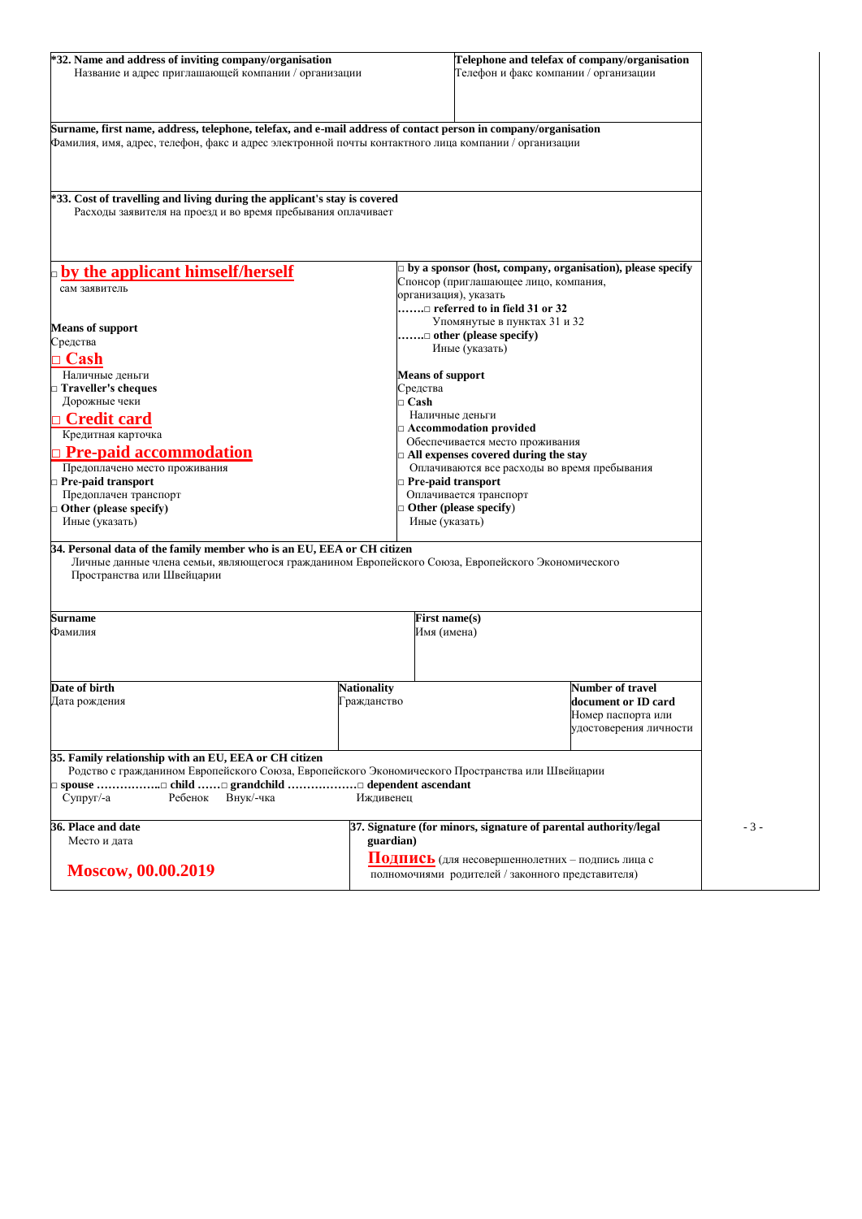| **\*32. Name and address of inviting company/organisation**<br>Название и адрес приглашающей компании / организации | **Telephone and telefax of company/organisation**<br>Телефон и факс компании / организации |
|---|---|
| **Surname, first name, address, telephone, telefax, and e-mail address of contact person in company/organisation**<br>Фамилия, имя, адрес, телефон, факс и адрес электронной почты контактного лица компании / организации | |
| **\*33. Cost of travelling and living during the applicant's stay is covered**<br>Расходы заявителя на проезд и во время пребывания оплачивает | |
| □ **by the applicant himself/herself**<br>сам заявитель<br><br>**Means of support**<br>Средства<br>□ **Cash**<br>Наличные деньги<br>□ **Traveller's cheques**<br>Дорожные чеки<br>□ **Credit card**<br>Кредитная карточка<br>□ **Pre-paid accommodation**<br>Предоплачено место проживания<br>□ **Pre-paid transport**<br>Предоплачен транспорт<br>□ **Other (please specify)**<br>Иные (указать) | □ **by a sponsor (host, company, organisation), please specify**<br>Спонсор (приглашающее лицо, компания, организация), указать<br>…….□ **referred to in field 31 or 32**<br>Упомянутые в пунктах 31 и 32<br>…….□ **other (please specify)**<br>Иные (указать)<br><br>**Means of support**<br>Средства<br>□ **Cash**<br>Наличные деньги<br>□ **Accommodation provided**<br>Обеспечивается место проживания<br>□ **All expenses covered during the stay**<br>Оплачиваются все расходы во время пребывания<br>□ **Pre-paid transport**<br>Оплачивается транспорт<br>□ **Other (please specify)**<br>Иные (указать) |

**34. Personal data of the family member who is an EU, EEA or CH citizen**
Личные данные члена семьи, являющегося гражданином Европейского Союза, Европейского Экономического Пространства или Швейцарии

| **Surname**<br>Фамилия | | **First name(s)**<br>Имя (имена) |
|---|---|---|
| **Date of birth**<br>Дата рождения | **Nationality**<br>Гражданство | **Number of travel document or ID card**<br>Номер паспорта или удостоверения личности |

**35. Family relationship with an EU, EEA or CH citizen**
Родство с гражданином Европейского Союза, Европейского Экономического Пространства или Швейцарии
□ **spouse** ……………..□ **child** ……□ **grandchild** ………………□ **dependent ascendant**
Супруг/-а Ребенок Внук/-чка Иждивенец

| **36. Place and date**<br>Место и дата<br><br>**Moscow, 00.00.2019** | **37. Signature (for minors, signature of parental authority/legal guardian)**<br>**Подпись** (для несовершеннолетних – подпись лица с полномочиями родителей / законного представителя) |
|---|---|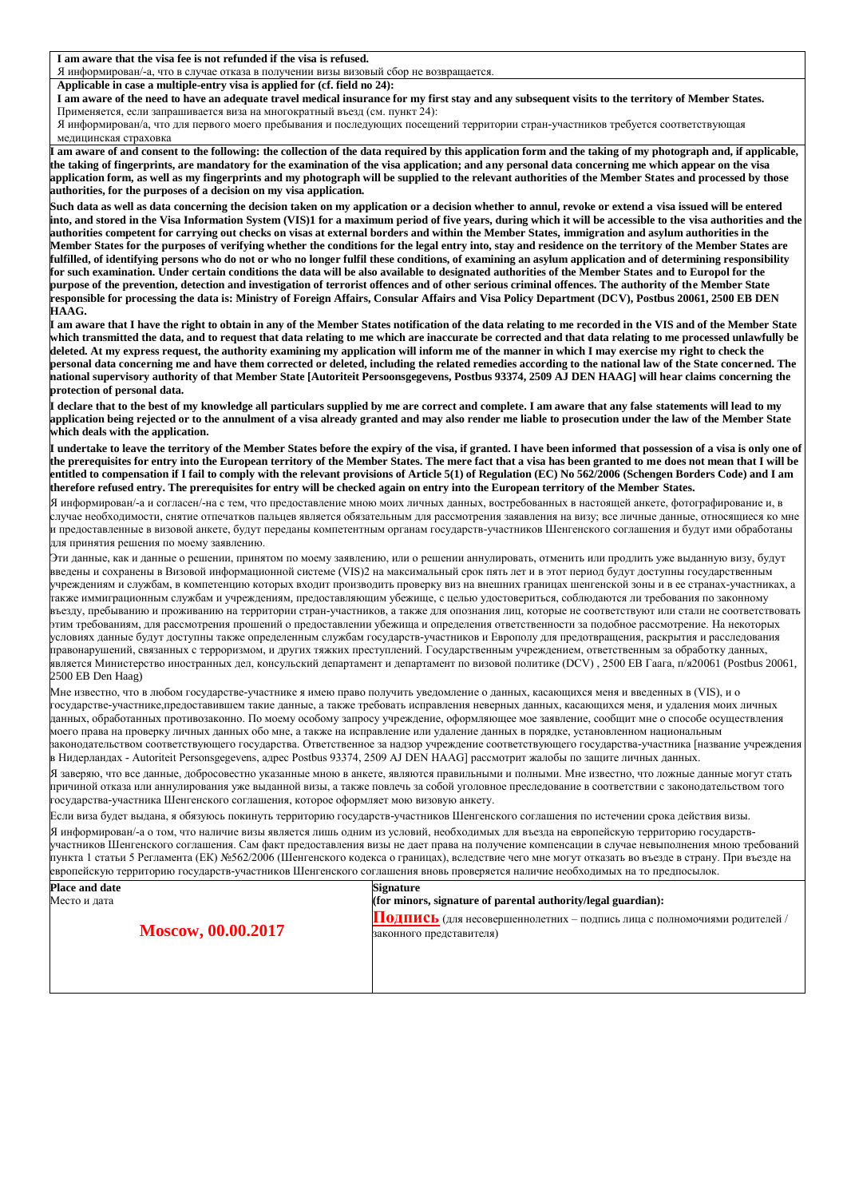**I am aware that the visa fee is not refunded if the visa is refused.**

Я информирован/-а, что в случае отказа в получении визы визовый сбор не возвращается.

**Applicable in case a multiple-entry visa is applied for (cf. field no 24):**

**I am aware of the need to have an adequate travel medical insurance for my first stay and any subsequent visits to the territory of Member States.**

Применяется, если запрашивается виза на многократный въезд (см. пункт 24):

Я информирован/а, что для первого моего пребывания и последующих посещений территории стран-участников требуется соответствующая медицинская страховка

**I am aware of and consent to the following: the collection of the data required by this application form and the taking of my photograph and, if applicable, the taking of fingerprints, are mandatory for the examination of the visa application; and any personal data concerning me which appear on the visa application form, as well as my fingerprints and my photograph will be supplied to the relevant authorities of the Member States and processed by those authorities, for the purposes of a decision on my visa application.**

**Such data as well as data concerning the decision taken on my application or a decision whether to annul, revoke or extend a visa issued will be entered into, and stored in the Visa Information System (VIS)1 for a maximum period of five years, during which it will be accessible to the visa authorities and the authorities competent for carrying out checks on visas at external borders and within the Member States, immigration and asylum authorities in the Member States for the purposes of verifying whether the conditions for the legal entry into, stay and residence on the territory of the Member States are fulfilled, of identifying persons who do not or who no longer fulfil these conditions, of examining an asylum application and of determining responsibility for such examination. Under certain conditions the data will be also available to designated authorities of the Member States and to Europol for the purpose of the prevention, detection and investigation of terrorist offences and of other serious criminal offences. The authority of the Member State responsible for processing the data is: Ministry of Foreign Affairs, Consular Affairs and Visa Policy Department (DCV), Postbus 20061, 2500 EB DEN HAAG.**

**I am aware that I have the right to obtain in any of the Member States notification of the data relating to me recorded in the VIS and of the Member State which transmitted the data, and to request that data relating to me which are inaccurate be corrected and that data relating to me processed unlawfully be deleted. At my express request, the authority examining my application will inform me of the manner in which I may exercise my right to check the personal data concerning me and have them corrected or deleted, including the related remedies according to the national law of the State concerned. The national supervisory authority of that Member State [Autoriteit Persoonsgegevens, Postbus 93374, 2509 AJ DEN HAAG] will hear claims concerning the protection of personal data.**

**I declare that to the best of my knowledge all particulars supplied by me are correct and complete. I am aware that any false statements will lead to my application being rejected or to the annulment of a visa already granted and may also render me liable to prosecution under the law of the Member State which deals with the application.**

**I undertake to leave the territory of the Member States before the expiry of the visa, if granted. I have been informed that possession of a visa is only one of the prerequisites for entry into the European territory of the Member States. The mere fact that a visa has been granted to me does not mean that I will be entitled to compensation if I fail to comply with the relevant provisions of Article 5(1) of Regulation (EC) No 562/2006 (Schengen Borders Code) and I am therefore refused entry. The prerequisites for entry will be checked again on entry into the European territory of the Member States.**

Я информирован/-а и согласен/-на с тем, что предоставление мною моих личных данных, востребованных в настоящей анкете, фотографирование и, в случае необходимости, снятие отпечатков пальцев является обязательным для рассмотрения заявления на визу; все личные данные, относящиеся ко мне и предоставленные в визовой анкете, будут переданы компетентным органам государств-участников Шенгенского соглашения и будут ими обработаны для принятия решения по моему заявлению.

Эти данные, как и данные о решении, принятом по моему заявлению, или о решении аннулировать, отменить или продлить уже выданную визу, будут введены и сохранены в Визовой информационной системе (VIS)2 на максимальный срок пять лет и в этот период будут доступны государственным учреждениям и службам, в компетенцию которых входит производить проверку виз на внешних границах шенгенской зоны и в ее странах-участниках, а также иммиграционным службам и учреждениям, предоставляющим убежище, с целью удостовериться, соблюдаются ли требования по законному въезду, пребыванию и проживанию на территории стран-участников, а также для опознания лиц, которые не соответствуют или стали не соответствовать этим требованиям, для рассмотрения прошений о предоставлении убежища и определения ответственности за подобное рассмотрение. На некоторых условиях данные будут доступны также определенным службам государств-участников и Европолу для предотвращения, раскрытия и расследования правонарушений, связанных с терроризмом, и других тяжких преступлений. Государственным учреждением, ответственным за обработку данных, является Министерство иностранных дел, консульский департамент и департамент по визовой политике (DCV) , 2500 EB Гаага, п/я20061 (Postbus 20061, 2500 EB Den Haag)

Мне известно, что в любом государстве-участнике я имею право получить уведомление о данных, касающихся меня и введенных в (VIS), и о государстве-участнике,предоставившем такие данные, а также требовать исправления неверных данных, касающихся меня, и удаления моих личных данных, обработанных противозаконно. По моему особому запросу учреждение, оформляющее мое заявление, сообщит мне о способе осуществления моего права на проверку личных данных обо мне, а также на исправление или удаление данных в порядке, установленном национальным законодательством соответствующего государства. Ответственное за надзор учреждение соответствующего государства-участника [название учреждения в Нидерландах - Autoriteit Personsgegevens, адрес Postbus 93374, 2509 AJ DEN HAAG] рассмотрит жалобы по защите личных данных.

Я заверяю, что все данные, добросовестно указанные мною в анкете, являются правильными и полными. Мне известно, что ложные данные могут стать причиной отказа или аннулирования уже выданной визы, а также повлечь за собой уголовное преследование в соответствии с законодательством того государства-участника Шенгенского соглашения, которое оформляет мою визовую анкету.

Если виза будет выдана, я обязуюсь покинуть территорию государств-участников Шенгенского соглашения по истечении срока действия визы.

Я информирован/-а о том, что наличие визы является лишь одним из условий, необходимых для въезда на европейскую территорию государств-участников Шенгенского соглашения. Сам факт предоставления визы не дает права на получение компенсации в случае невыполнения мною требований пункта 1 статьи 5 Регламента (ЕК) №562/2006 (Шенгенского кодекса о границах), вследствие чего мне могут отказать во въезде в страну. При въезде на европейскую территорию государств-участников Шенгенского соглашения вновь проверяется наличие необходимых на то предпосылок.

| Place and date<br>Место и дата | Signature<br>(for minors, signature of parental authority/legal guardian): |
| --- | --- |
| **Moscow, 00.00.2017** | **Подпись** (для несовершеннолетних – подпись лица с полномочиями родителей / законного представителя) |